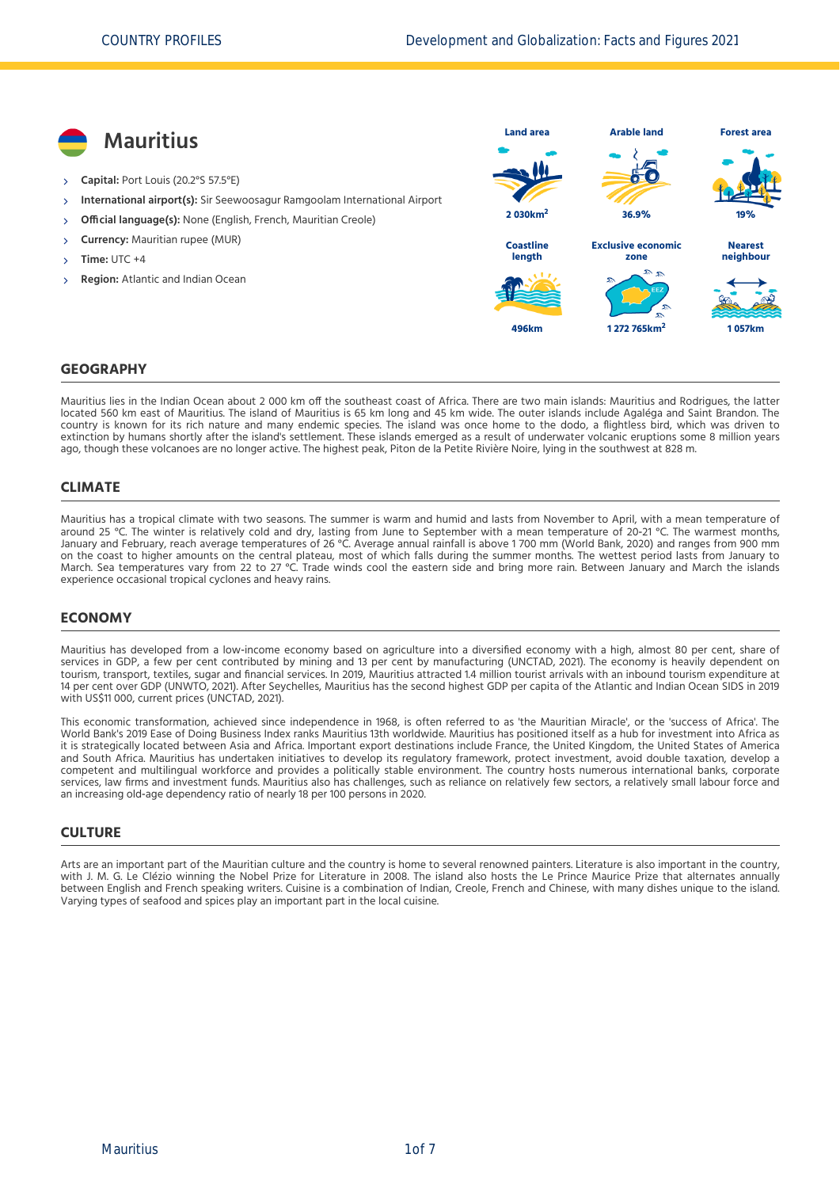# Mauritius

- **Capital:** Port Louis (20.2°S 57.5°E)
- **International airport(s):** Sir Seewoosagur Ramgoolam International Airport
- **Official language(s):** None (English, French, Mauritian Creole)
- **Currency:** Mauritian rupee (MUR)
- **Time:** UTC +4
- **Region:** Atlantic and Indian Ocean

| Land area | Arable land | Forest area |
| --- | --- | --- |
| 2 030km$^2$ | 36.9% | 19% |

| Coastline length | Exclusive economic zone | Nearest neighbour |
| --- | --- | --- |
| 496km | 1 272 765km$^2$ | 1 057km |

## GEOGRAPHY

Mauritius lies in the Indian Ocean about 2 000 km off the southeast coast of Africa. There are two main islands: Mauritius and Rodrigues, the latter located 560 km east of Mauritius. The island of Mauritius is 65 km long and 45 km wide. The outer islands include Agaléga and Saint Brandon. The country is known for its rich nature and many endemic species. The island was once home to the dodo, a flightless bird, which was driven to extinction by humans shortly after the island's settlement. These islands emerged as a result of underwater volcanic eruptions some 8 million years ago, though these volcanoes are no longer active. The highest peak, Piton de la Petite Rivière Noire, lying in the southwest at 828 m.

## CLIMATE

Mauritius has a tropical climate with two seasons. The summer is warm and humid and lasts from November to April, with a mean temperature of around 25 °C. The winter is relatively cold and dry, lasting from June to September with a mean temperature of 20-21 °C. The warmest months, January and February, reach average temperatures of 26 °C. Average annual rainfall is above 1 700 mm (World Bank, 2020) and ranges from 900 mm on the coast to higher amounts on the central plateau, most of which falls during the summer months. The wettest period lasts from January to March. Sea temperatures vary from 22 to 27 °C. Trade winds cool the eastern side and bring more rain. Between January and March the islands experience occasional tropical cyclones and heavy rains.

## ECONOMY

Mauritius has developed from a low-income economy based on agriculture into a diversified economy with a high, almost 80 per cent, share of services in GDP, a few per cent contributed by mining and 13 per cent by manufacturing (UNCTAD, 2021). The economy is heavily dependent on tourism, transport, textiles, sugar and financial services. In 2019, Mauritius attracted 1.4 million tourist arrivals with an inbound tourism expenditure at 14 per cent over GDP (UNWTO, 2021). After Seychelles, Mauritius has the second highest GDP per capita of the Atlantic and Indian Ocean SIDS in 2019 with US$11 000, current prices (UNCTAD, 2021).

This economic transformation, achieved since independence in 1968, is often referred to as 'the Mauritian Miracle', or the 'success of Africa'. The World Bank's 2019 Ease of Doing Business Index ranks Mauritius 13th worldwide. Mauritius has positioned itself as a hub for investment into Africa as it is strategically located between Asia and Africa. Important export destinations include France, the United Kingdom, the United States of America and South Africa. Mauritius has undertaken initiatives to develop its regulatory framework, protect investment, avoid double taxation, develop a competent and multilingual workforce and provides a politically stable environment. The country hosts numerous international banks, corporate services, law firms and investment funds. Mauritius also has challenges, such as reliance on relatively few sectors, a relatively small labour force and an increasing old-age dependency ratio of nearly 18 per 100 persons in 2020.

## CULTURE

Arts are an important part of the Mauritian culture and the country is home to several renowned painters. Literature is also important in the country, with J. M. G. Le Clézio winning the Nobel Prize for Literature in 2008. The island also hosts the Le Prince Maurice Prize that alternates annually between English and French speaking writers. Cuisine is a combination of Indian, Creole, French and Chinese, with many dishes unique to the island. Varying types of seafood and spices play an important part in the local cuisine.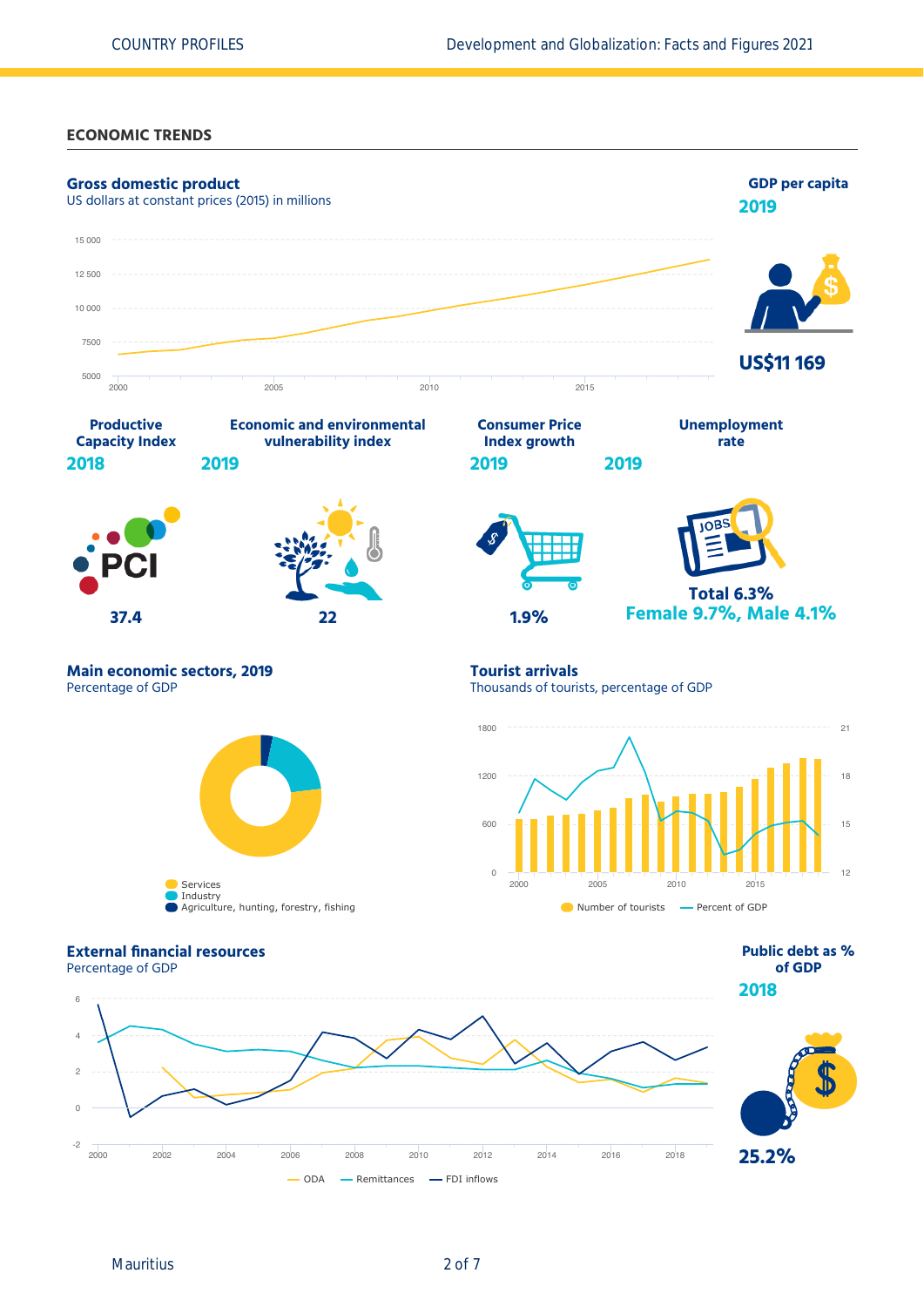## ECONOMIC TRENDS

### Gross domestic product

US dollars at constant prices (2015) in millions

15 000
12 500
10 000
7500
5000

2000 2005 2010 2015

### GDP per capita

**2019**

**US$11 169**

### Productive Capacity Index

**2018**

**37.4**

### Economic and environmental vulnerability index

**2019**

**22**

### Consumer Price Index growth

**2019**

**1.9%**

### Unemployment rate

**2019**

**Total 6.3%**
**Female 9.7%, Male 4.1%**

### Main economic sectors, 2019

Percentage of GDP

- Services
- Industry
- Agriculture, hunting, forestry, fishing

### Tourist arrivals

Thousands of tourists, percentage of GDP

1800 / 1200 / 600 / 0 (left axis); 21 / 18 / 15 / 12 (right axis)

2000 2005 2010 2015

Number of tourists — Percent of GDP

### External financial resources

Percentage of GDP

6 / 4 / 2 / 0 / -2

2000 2002 2004 2006 2008 2010 2012 2014 2016 2018

ODA — Remittances — FDI inflows

### Public debt as % of GDP

**2018**

**25.2%**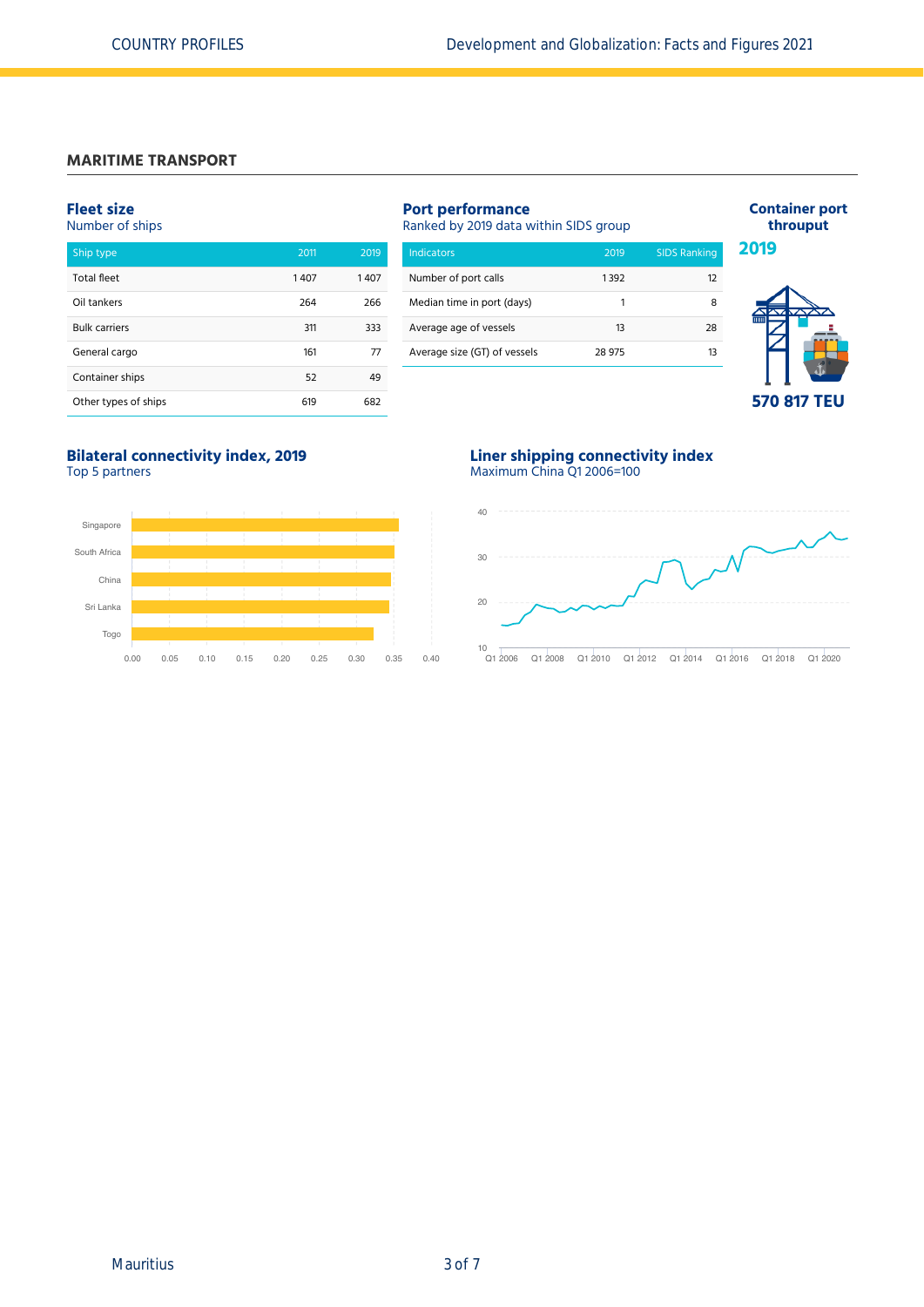## MARITIME TRANSPORT

### Fleet size

Number of ships

| Ship type | 2011 | 2019 |
| --- | --- | --- |
| Total fleet | 1 407 | 1 407 |
| Oil tankers | 264 | 266 |
| Bulk carriers | 311 | 333 |
| General cargo | 161 | 77 |
| Container ships | 52 | 49 |
| Other types of ships | 619 | 682 |

### Port performance

Ranked by 2019 data within SIDS group

| Indicators | 2019 | SIDS Ranking |
| --- | --- | --- |
| Number of port calls | 1 392 | 12 |
| Median time in port (days) | 1 | 8 |
| Average age of vessels | 13 | 28 |
| Average size (GT) of vessels | 28 975 | 13 |

### Container port throuput

**2019**

**570 817 TEU**

### Bilateral connectivity index, 2019

Top 5 partners

Singapore, South Africa, China, Sri Lanka, Togo

### Liner shipping connectivity index

Maximum China Q1 2006=100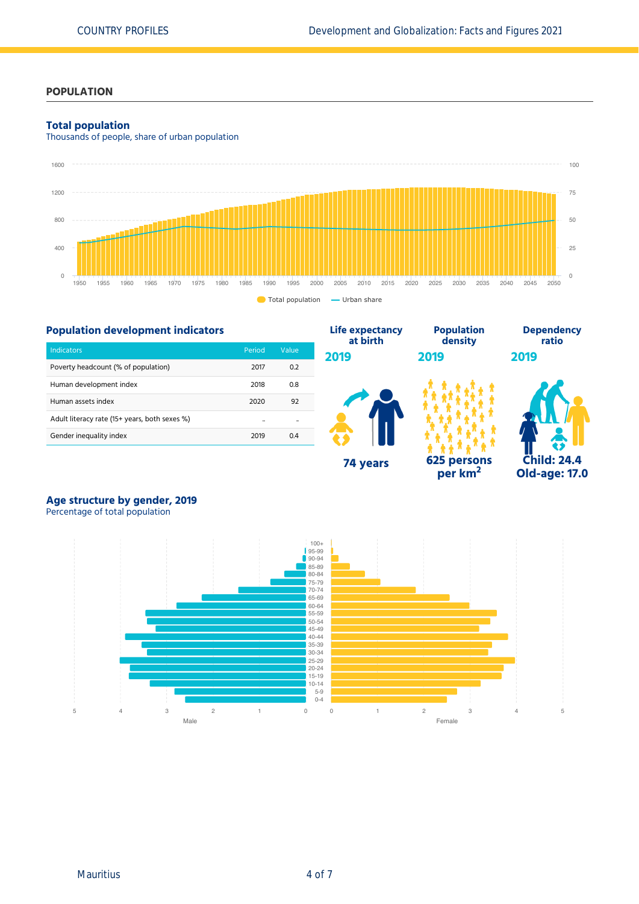## POPULATION

### Total population

Thousands of people, share of urban population

Total population — Urban share

### Population development indicators

| Indicators | Period | Value |
|---|---|---|
| Poverty headcount (% of population) | 2017 | 0.2 |
| Human development index | 2018 | 0.8 |
| Human assets index | 2020 | 92 |
| Adult literacy rate (15+ years, both sexes %) | .. | .. |
| Gender inequality index | 2019 | 0.4 |

**Life expectancy at birth**

**2019**

**74 years**

**Population density**

**2019**

**625 persons per km²**

**Dependency ratio**

**2019**

**Child: 24.4**
**Old-age: 17.0**

### Age structure by gender, 2019

Percentage of total population

Male — Female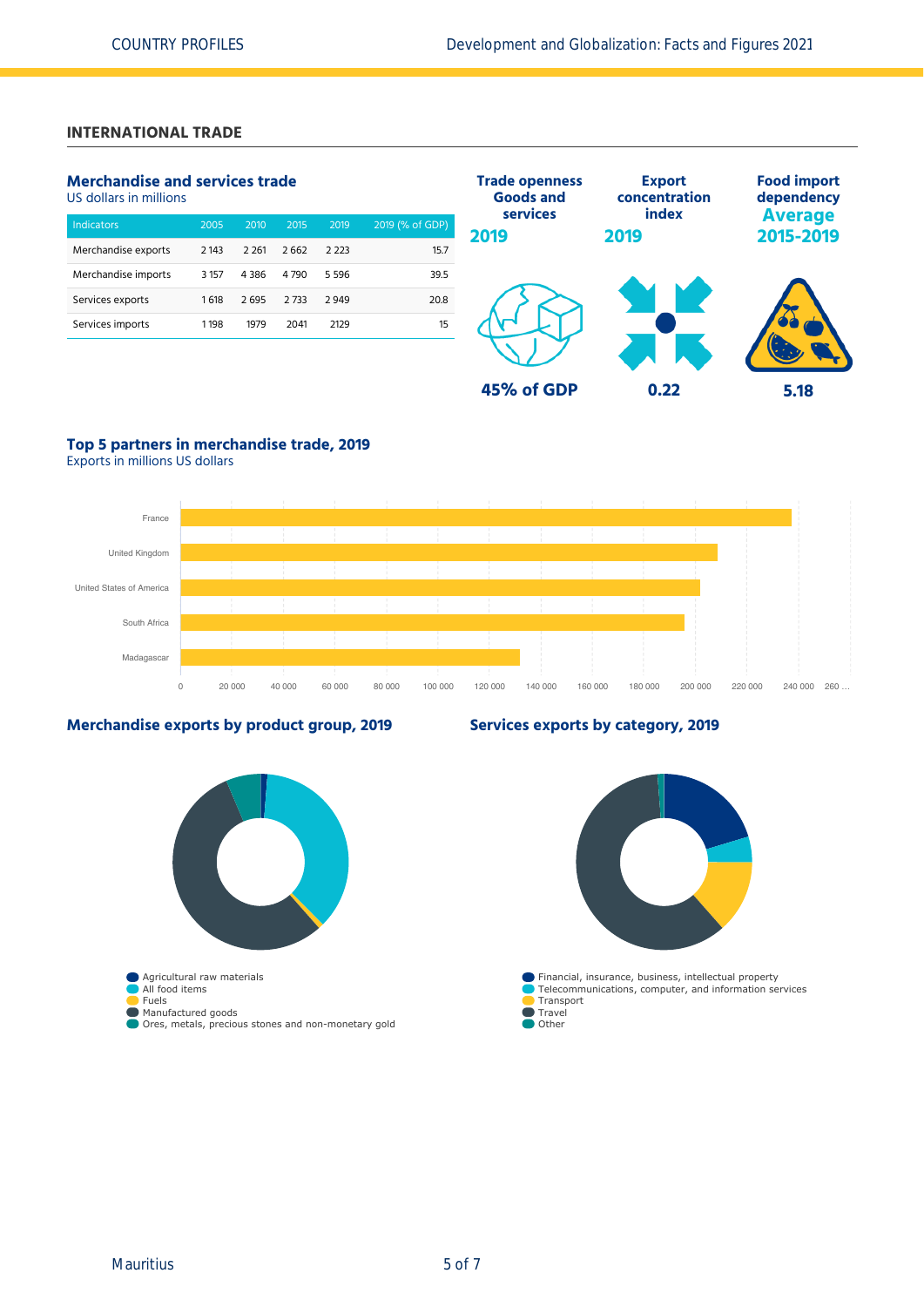## INTERNATIONAL TRADE

### Merchandise and services trade

US dollars in millions

| Indicators | 2005 | 2010 | 2015 | 2019 | 2019 (% of GDP) |
|---|---|---|---|---|---|
| Merchandise exports | 2 143 | 2 261 | 2 662 | 2 223 | 15.7 |
| Merchandise imports | 3 157 | 4 386 | 4 790 | 5 596 | 39.5 |
| Services exports | 1 618 | 2 695 | 2 733 | 2 949 | 20.8 |
| Services imports | 1 198 | 1979 | 2041 | 2129 | 15 |

**Trade openness Goods and services 2019**

45% of GDP

**Export concentration index 2019**

0.22

**Food import dependency Average 2015-2019**

5.18

### Top 5 partners in merchandise trade, 2019

Exports in millions US dollars

- France
- United Kingdom
- United States of America
- South Africa
- Madagascar

### Merchandise exports by product group, 2019

- Agricultural raw materials
- All food items
- Fuels
- Manufactured goods
- Ores, metals, precious stones and non-monetary gold

### Services exports by category, 2019

- Financial, insurance, business, intellectual property
- Telecommunications, computer, and information services
- Transport
- Travel
- Other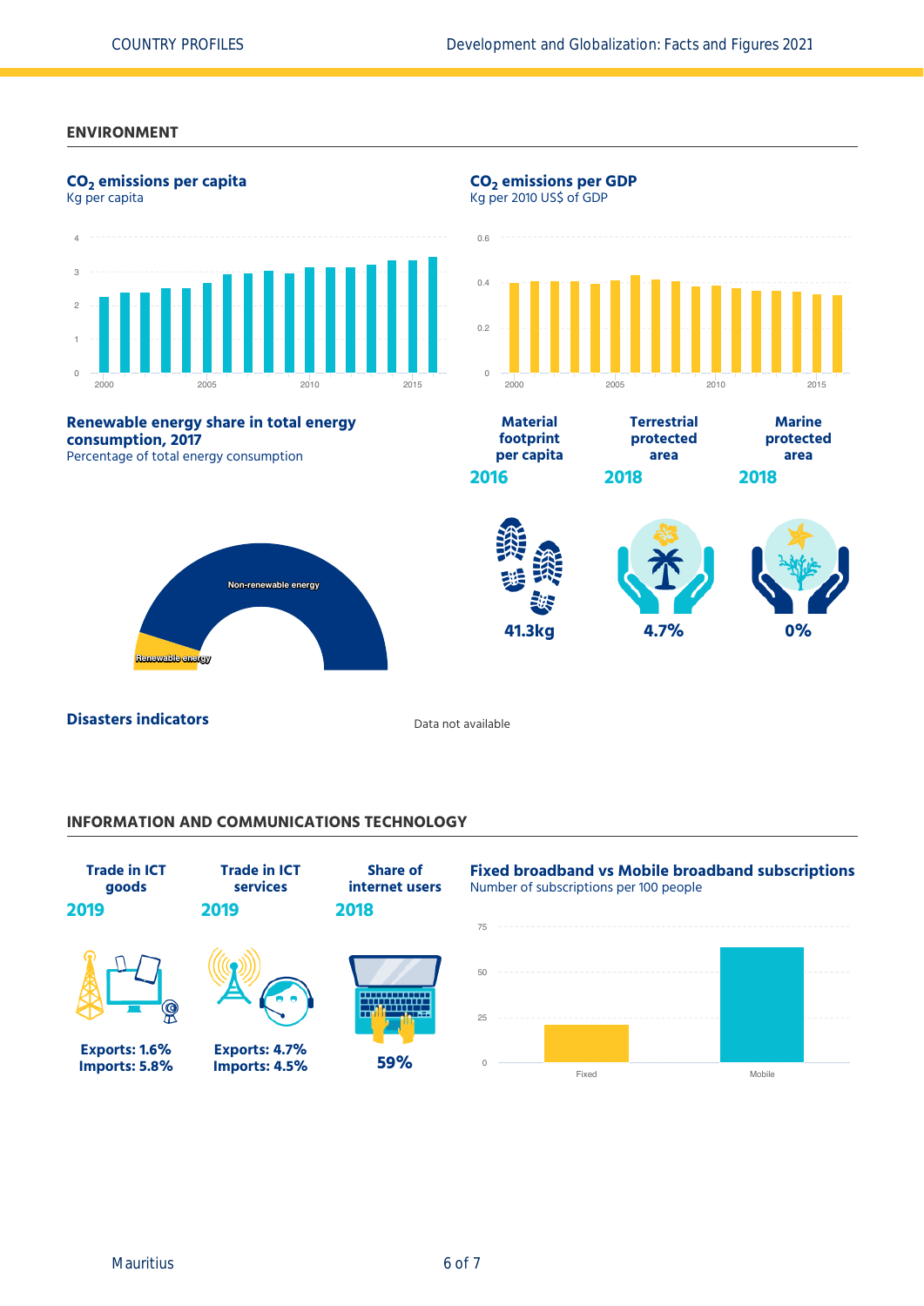## ENVIRONMENT

### $CO_2$ emissions per capita

Kg per capita

### $CO_2$ emissions per GDP

Kg per 2010 US$ of GDP

### Renewable energy share in total energy consumption, 2017

Percentage of total energy consumption

Non-renewable energy

Renewable energy

**Material footprint per capita**
**2016**
**41.3kg**

**Terrestrial protected area**
**2018**
**4.7%**

**Marine protected area**
**2018**
**0%**

### Disasters indicators

Data not available

## INFORMATION AND COMMUNICATIONS TECHNOLOGY

**Trade in ICT goods**
**2019**
**Exports: 1.6%**
**Imports: 5.8%**

**Trade in ICT services**
**2019**
**Exports: 4.7%**
**Imports: 4.5%**

**Share of internet users**
**2018**
**59%**

### Fixed broadband vs Mobile broadband subscriptions

Number of subscriptions per 100 people

Fixed

Mobile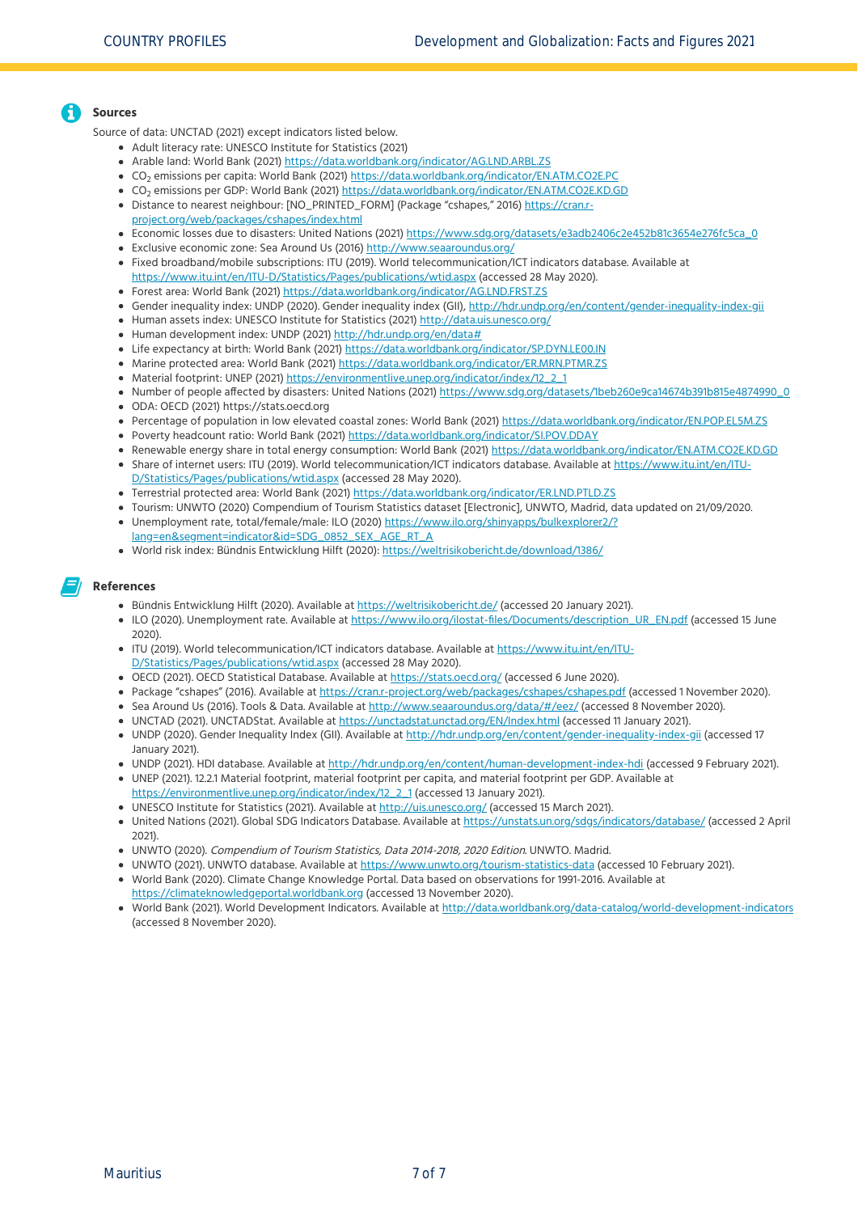## Sources

Source of data: UNCTAD (2021) except indicators listed below.

- Adult literacy rate: UNESCO Institute for Statistics (2021)
- Arable land: World Bank (2021) https://data.worldbank.org/indicator/AG.LND.ARBL.ZS
- $CO_2$ emissions per capita: World Bank (2021) https://data.worldbank.org/indicator/EN.ATM.CO2E.PC
- $CO_2$ emissions per GDP: World Bank (2021) https://data.worldbank.org/indicator/EN.ATM.CO2E.KD.GD
- Distance to nearest neighbour: [NO_PRINTED_FORM] (Package "cshapes," 2016) https://cran.r-project.org/web/packages/cshapes/index.html
- Economic losses due to disasters: United Nations (2021) https://www.sdg.org/datasets/e3adb2406c2e452b81c3654e276fc5ca_0
- Exclusive economic zone: Sea Around Us (2016) http://www.seaaroundus.org/
- Fixed broadband/mobile subscriptions: ITU (2019). World telecommunication/ICT indicators database. Available at https://www.itu.int/en/ITU-D/Statistics/Pages/publications/wtid.aspx (accessed 28 May 2020).
- Forest area: World Bank (2021) https://data.worldbank.org/indicator/AG.LND.FRST.ZS
- Gender inequality index: UNDP (2020). Gender inequality index (GII), http://hdr.undp.org/en/content/gender-inequality-index-gii
- Human assets index: UNESCO Institute for Statistics (2021) http://data.uis.unesco.org/
- Human development index: UNDP (2021) http://hdr.undp.org/en/data#
- Life expectancy at birth: World Bank (2021) https://data.worldbank.org/indicator/SP.DYN.LE00.IN
- Marine protected area: World Bank (2021) https://data.worldbank.org/indicator/ER.MRN.PTMR.ZS
- Material footprint: UNEP (2021) https://environmentlive.unep.org/indicator/index/12_2_1
- Number of people affected by disasters: United Nations (2021) https://www.sdg.org/datasets/1beb260e9ca14674b391b815e4874990_0
- ODA: OECD (2021) https://stats.oecd.org
- Percentage of population in low elevated coastal zones: World Bank (2021) https://data.worldbank.org/indicator/EN.POP.EL5M.ZS
- Poverty headcount ratio: World Bank (2021) https://data.worldbank.org/indicator/SI.POV.DDAY
- Renewable energy share in total energy consumption: World Bank (2021) https://data.worldbank.org/indicator/EN.ATM.CO2E.KD.GD
- Share of internet users: ITU (2019). World telecommunication/ICT indicators database. Available at https://www.itu.int/en/ITU-D/Statistics/Pages/publications/wtid.aspx (accessed 28 May 2020).
- Terrestrial protected area: World Bank (2021) https://data.worldbank.org/indicator/ER.LND.PTLD.ZS
- Tourism: UNWTO (2020) Compendium of Tourism Statistics dataset [Electronic], UNWTO, Madrid, data updated on 21/09/2020.
- Unemployment rate, total/female/male: ILO (2020) https://www.ilo.org/shinyapps/bulkexplorer2/?lang=en&segment=indicator&id=SDG_0852_SEX_AGE_RT_A
- World risk index: Bündnis Entwicklung Hilft (2020): https://weltrisikobericht.de/download/1386/

## References

- Bündnis Entwicklung Hilft (2020). Available at https://weltrisikobericht.de/ (accessed 20 January 2021).
- ILO (2020). Unemployment rate. Available at https://www.ilo.org/ilostat-files/Documents/description_UR_EN.pdf (accessed 15 June 2020).
- ITU (2019). World telecommunication/ICT indicators database. Available at https://www.itu.int/en/ITU-D/Statistics/Pages/publications/wtid.aspx (accessed 28 May 2020).
- OECD (2021). OECD Statistical Database. Available at https://stats.oecd.org/ (accessed 6 June 2020).
- Package "cshapes" (2016). Available at https://cran.r-project.org/web/packages/cshapes/cshapes.pdf (accessed 1 November 2020).
- Sea Around Us (2016). Tools & Data. Available at http://www.seaaroundus.org/data/#/eez/ (accessed 8 November 2020).
- UNCTAD (2021). UNCTADStat. Available at https://unctadstat.unctad.org/EN/Index.html (accessed 11 January 2021).
- UNDP (2020). Gender Inequality Index (GII). Available at http://hdr.undp.org/en/content/gender-inequality-index-gii (accessed 17 January 2021).
- UNDP (2021). HDI database. Available at http://hdr.undp.org/en/content/human-development-index-hdi (accessed 9 February 2021).
- UNEP (2021). 12.2.1 Material footprint, material footprint per capita, and material footprint per GDP. Available at https://environmentlive.unep.org/indicator/index/12_2_1 (accessed 13 January 2021).
- UNESCO Institute for Statistics (2021). Available at http://uis.unesco.org/ (accessed 15 March 2021).
- United Nations (2021). Global SDG Indicators Database. Available at https://unstats.un.org/sdgs/indicators/database/ (accessed 2 April 2021).
- UNWTO (2020). *Compendium of Tourism Statistics, Data 2014-2018, 2020 Edition*. UNWTO. Madrid.
- UNWTO (2021). UNWTO database. Available at https://www.unwto.org/tourism-statistics-data (accessed 10 February 2021).
- World Bank (2020). Climate Change Knowledge Portal. Data based on observations for 1991-2016. Available at https://climateknowledgeportal.worldbank.org (accessed 13 November 2020).
- World Bank (2021). World Development Indicators. Available at http://data.worldbank.org/data-catalog/world-development-indicators (accessed 8 November 2020).